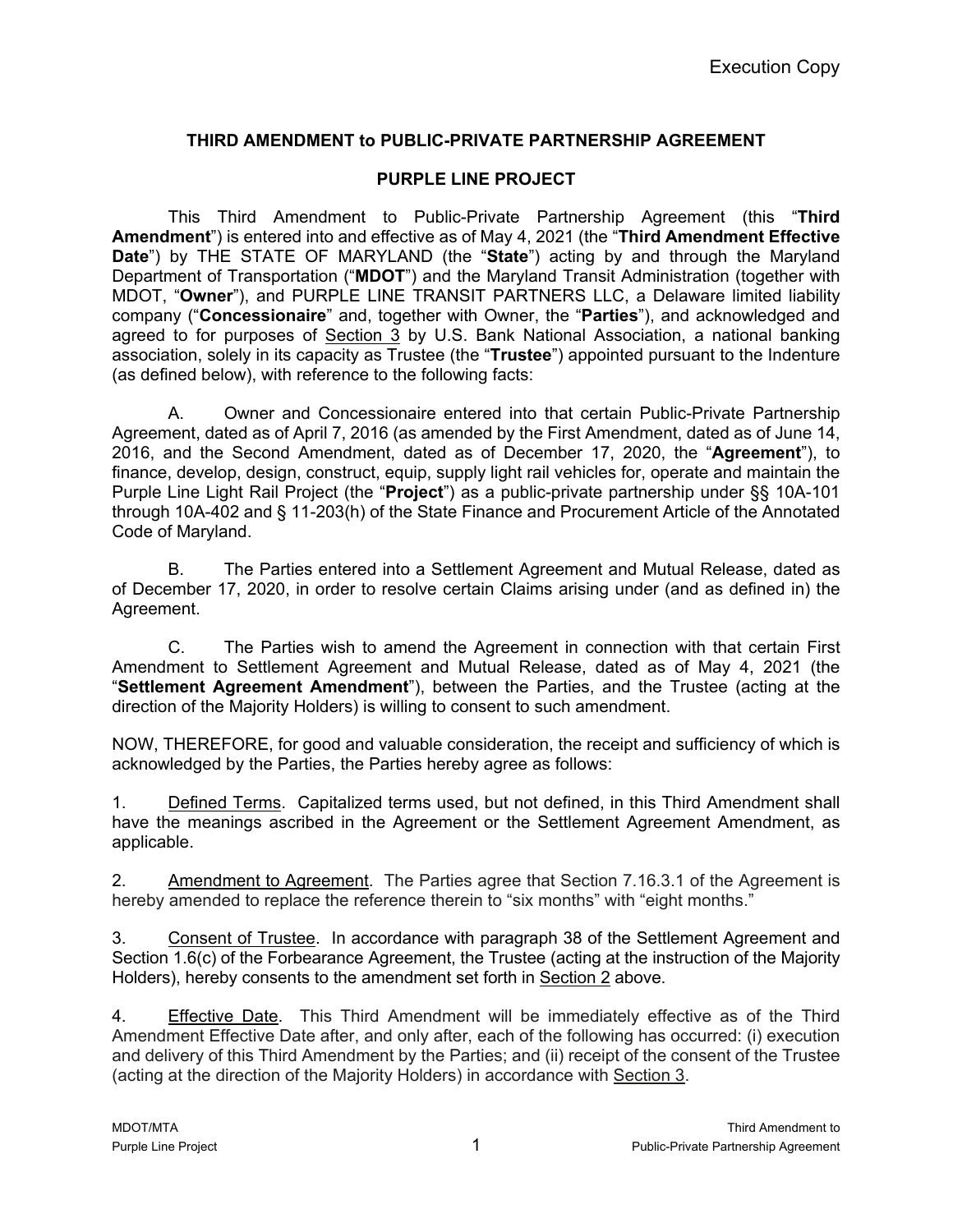Execution Copy

# THIRD AMENDMENT to PUBLIC-PRIVATE PARTNERSHIP AGREEMENT

## PURPLE LINE PROJECT

This Third Amendment to Public-Private Partnership Agreement (this "**Third Amendment**") is entered into and effective as of May 4, 2021 (the "**Third Amendment Effective Date**") by THE STATE OF MARYLAND (the "**State**") acting by and through the Maryland Department of Transportation ("**MDOT**") and the Maryland Transit Administration (together with MDOT, "**Owner**"), and PURPLE LINE TRANSIT PARTNERS LLC, a Delaware limited liability company ("**Concessionaire**" and, together with Owner, the "**Parties**"), and acknowledged and agreed to for purposes of Section 3 by U.S. Bank National Association, a national banking association, solely in its capacity as Trustee (the "**Trustee**") appointed pursuant to the Indenture (as defined below), with reference to the following facts:

A. Owner and Concessionaire entered into that certain Public-Private Partnership Agreement, dated as of April 7, 2016 (as amended by the First Amendment, dated as of June 14, 2016, and the Second Amendment, dated as of December 17, 2020, the "**Agreement**"), to finance, develop, design, construct, equip, supply light rail vehicles for, operate and maintain the Purple Line Light Rail Project (the "**Project**") as a public-private partnership under §§ 10A-101 through 10A-402 and § 11-203(h) of the State Finance and Procurement Article of the Annotated Code of Maryland.

B. The Parties entered into a Settlement Agreement and Mutual Release, dated as of December 17, 2020, in order to resolve certain Claims arising under (and as defined in) the Agreement.

C. The Parties wish to amend the Agreement in connection with that certain First Amendment to Settlement Agreement and Mutual Release, dated as of May 4, 2021 (the "**Settlement Agreement Amendment**"), between the Parties, and the Trustee (acting at the direction of the Majority Holders) is willing to consent to such amendment.

NOW, THEREFORE, for good and valuable consideration, the receipt and sufficiency of which is acknowledged by the Parties, the Parties hereby agree as follows:

1. Defined Terms. Capitalized terms used, but not defined, in this Third Amendment shall have the meanings ascribed in the Agreement or the Settlement Agreement Amendment, as applicable.

2. Amendment to Agreement. The Parties agree that Section 7.16.3.1 of the Agreement is hereby amended to replace the reference therein to "six months" with "eight months."

3. Consent of Trustee. In accordance with paragraph 38 of the Settlement Agreement and Section 1.6(c) of the Forbearance Agreement, the Trustee (acting at the instruction of the Majority Holders), hereby consents to the amendment set forth in Section 2 above.

4. Effective Date. This Third Amendment will be immediately effective as of the Third Amendment Effective Date after, and only after, each of the following has occurred: (i) execution and delivery of this Third Amendment by the Parties; and (ii) receipt of the consent of the Trustee (acting at the direction of the Majority Holders) in accordance with Section 3.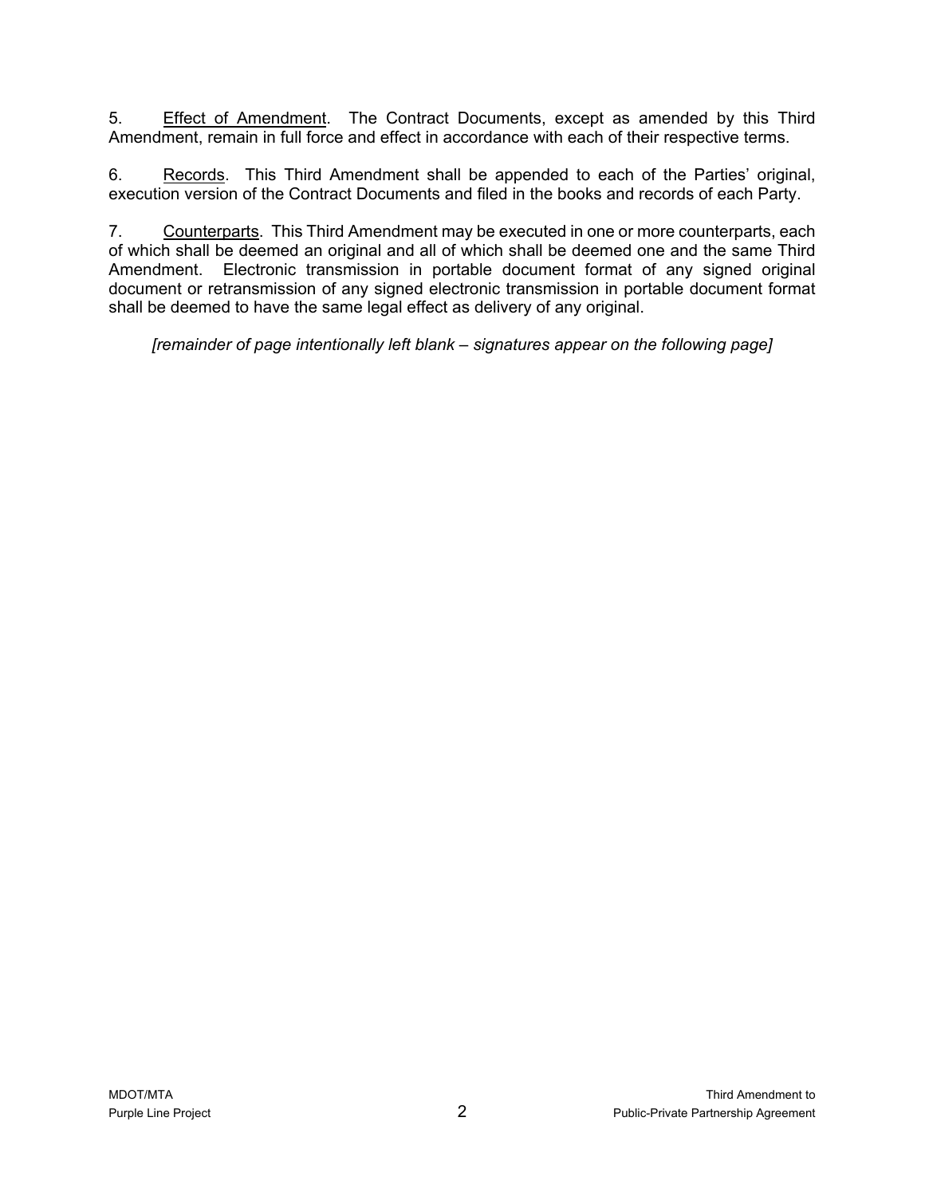5. Effect of Amendment. The Contract Documents, except as amended by this Third Amendment, remain in full force and effect in accordance with each of their respective terms.

6. Records. This Third Amendment shall be appended to each of the Parties' original, execution version of the Contract Documents and filed in the books and records of each Party.

7. Counterparts. This Third Amendment may be executed in one or more counterparts, each of which shall be deemed an original and all of which shall be deemed one and the same Third Amendment. Electronic transmission in portable document format of any signed original document or retransmission of any signed electronic transmission in portable document format shall be deemed to have the same legal effect as delivery of any original.

*[remainder of page intentionally left blank – signatures appear on the following page]*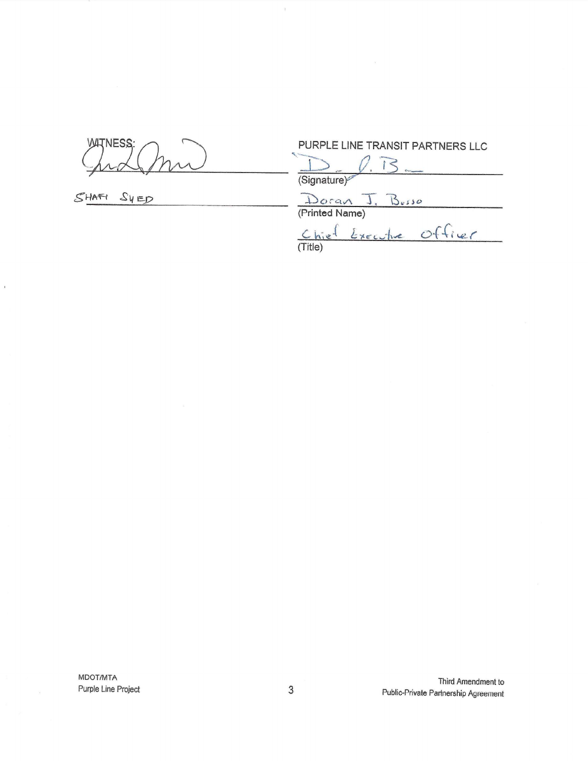WITNESS: [signature]

SHAFI SYED

PURPLE LINE TRANSIT PARTNERS LLC

[signature]
(Signature)

Doran J. Bosso
(Printed Name)

Chief Executive Officer
(Title)

MDOT/MTA
Purple Line Project

Third Amendment to
Public-Private Partnership Agreement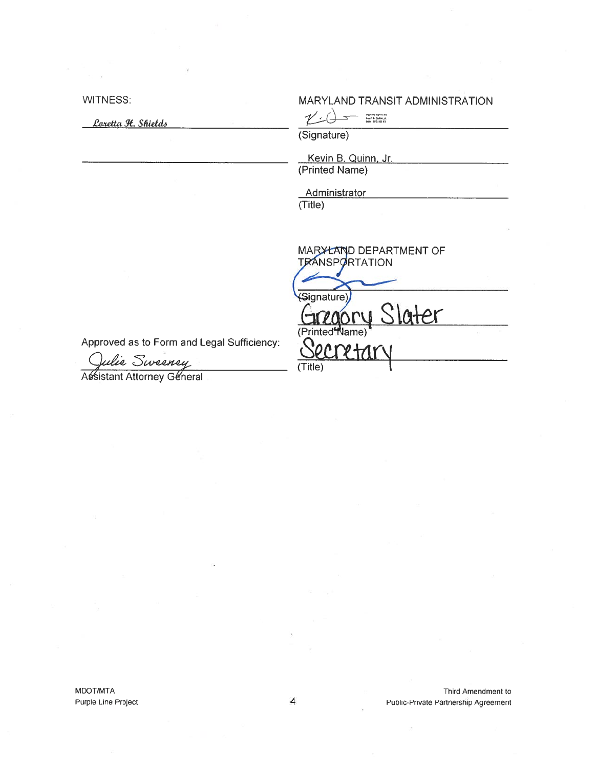WITNESS:

*Loretta H. Shields*

MARYLAND TRANSIT ADMINISTRATION

(Signature)

Kevin B. Quinn, Jr.
(Printed Name)

Administrator
(Title)

MARYLAND DEPARTMENT OF TRANSPORTATION

(Signature)

Gregory Slater
(Printed Name)

Secretary
(Title)

Approved as to Form and Legal Sufficiency:

*Julie Sweeney*
Assistant Attorney General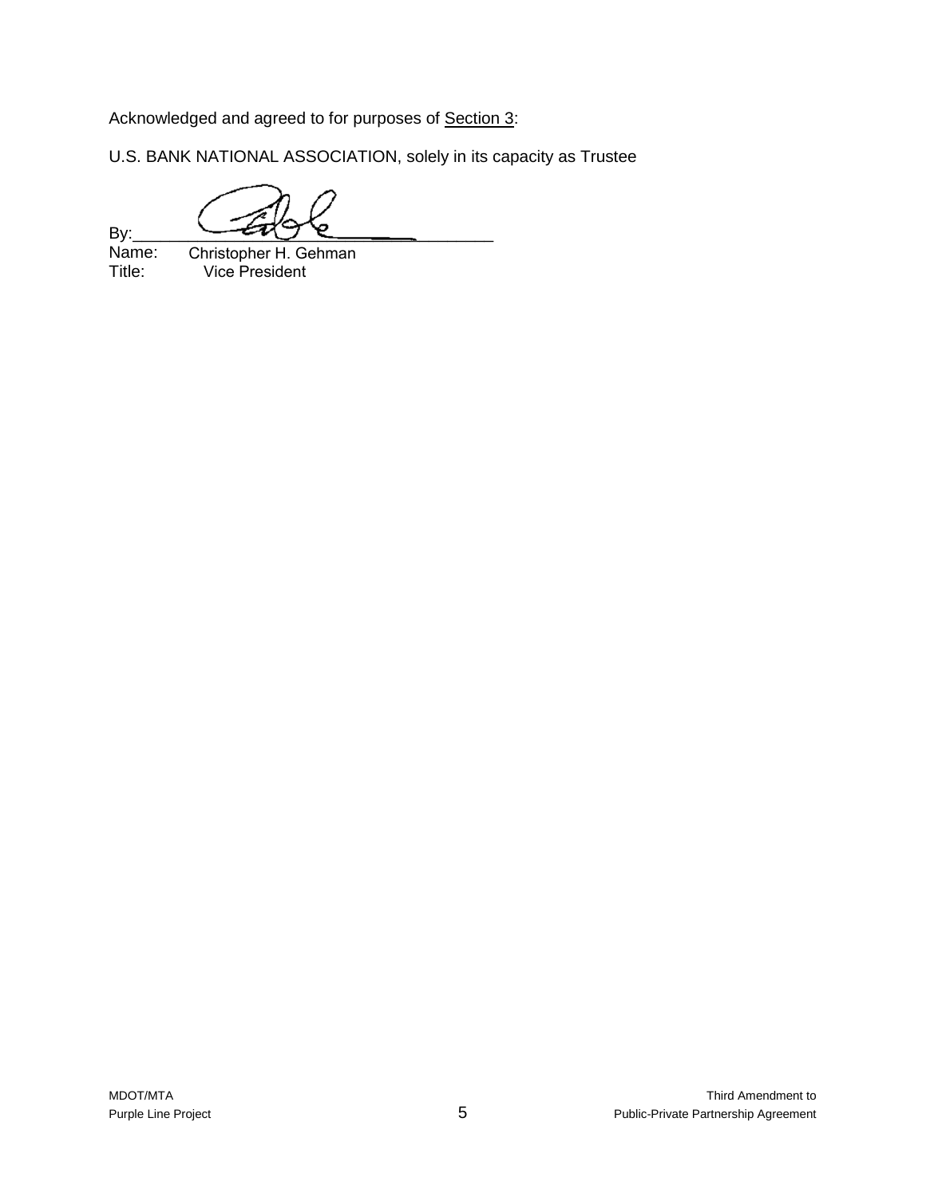Acknowledged and agreed to for purposes of Section 3:

U.S. BANK NATIONAL ASSOCIATION, solely in its capacity as Trustee

By:\_\_\_\_\_\_\_\_\_\_\_\_\_\_\_\_\_\_\_\_\_\_\_\_\_\_\_\_\_\_\_\_\_\_\_\_\_\_\_\_

Name: Christopher H. Gehman

Title: Vice President